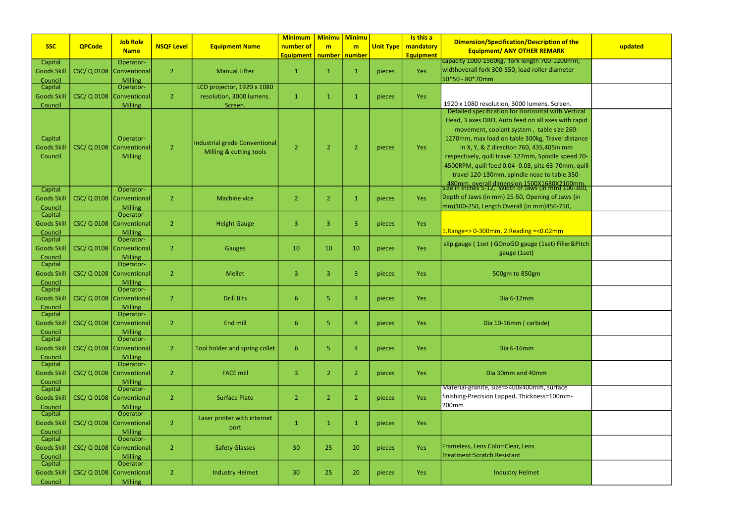| SSC | QPCode | Job Role Name | NSQF Level | Equipment Name | Minimum number of Equipment | Minimum number | Minimum number | Unit Type | Is this a mandatory Equipment | Dimension/Specification/Description of the Equipment/ ANY OTHER REMARK | updated |
|---|---|---|---|---|---|---|---|---|---|---|---|
| Capital Goods Skill Council | CSC/ Q 0108 | Operator-Conventional Milling | 2 | Manual Lifter | 1 | 1 | 1 | pieces | Yes | capacity 1000-1500kg, fork length 700-1200mm, widthoverall fork 300-550, load roller diameter 50*50 - 80*70mm | |
| Capital Goods Skill Council | CSC/ Q 0108 | Operator-Conventional Milling | 2 | LCD projector, 1920 x 1080 resolution, 3000 lumens. Screen. | 1 | 1 | 1 | pieces | Yes | 1920 x 1080 resolution, 3000 lumens. Screen. | |
| Capital Goods Skill Council | CSC/ Q 0108 | Operator-Conventional Milling | 2 | Industrial grade Conventional Milling & cutting tools | 2 | 2 | 2 | pieces | Yes | Detailed specification for Horizontal with Vertical Head, 3 axes DRO, Auto feed on all axes with rapid movement, coolant system , table size 260-1270mm, max load on table 300kg, Travel distance in X, Y, & Z direction 760, 435,405in mm respectively, quill travel 127mm, Spindle speed 70-4500RPM, quill feed 0.04 -0.08, pitc 63-70mm, quill travel 120-130mm, spindle nose to table 350-480mm, overall dimension 1500X1680X2100mm. | |
| Capital Goods Skill Council | CSC/ Q 0108 | Operator-Conventional Milling | 2 | Machine vice | 2 | 2 | 1 | pieces | Yes | Size in inches 5-12, Width of Jaws (in mm) 100-300, Depth of Jaws (in mm) 25-50, Opening of Jaws (in mm)100-250, Length Overall (in mm)450-750, | |
| Capital Goods Skill Council | CSC/ Q 0108 | Operator-Conventional Milling | 2 | Height Gauge | 3 | 3 | 3 | pieces | Yes | 1.Range=> 0-300mm, 2.Reading =<0.02mm | |
| Capital Goods Skill Council | CSC/ Q 0108 | Operator-Conventional Milling | 2 | Gauges | 10 | 10 | 10 | pieces | Yes | slip gauge ( 1set ) GOnoGO gauge (1set) Filler&Pitch gauge (1set) | |
| Capital Goods Skill Council | CSC/ Q 0108 | Operator-Conventional Milling | 2 | Mellet | 3 | 3 | 3 | pieces | Yes | 500gm to 850gm | |
| Capital Goods Skill Council | CSC/ Q 0108 | Operator-Conventional Milling | 2 | Drill Bits | 6 | 5 | 4 | pieces | Yes | Dia 6-12mm | |
| Capital Goods Skill Council | CSC/ Q 0108 | Operator-Conventional Milling | 2 | End mill | 6 | 5 | 4 | pieces | Yes | Dia 10-16mm ( carbide) | |
| Capital Goods Skill Council | CSC/ Q 0108 | Operator-Conventional Milling | 2 | Tool holder and spring collet | 6 | 5 | 4 | pieces | Yes | Dia 6-16mm | |
| Capital Goods Skill Council | CSC/ Q 0108 | Operator-Conventional Milling | 2 | FACE mill | 3 | 2 | 2 | pieces | Yes | Dia 30mm and 40mm | |
| Capital Goods Skill Council | CSC/ Q 0108 | Operator-Conventional Milling | 2 | Surface Plate | 2 | 2 | 2 | pieces | Yes | Material-granite, size=>400x400mm, surface finishing-Precision Lapped, Thickness=100mm-200mm | |
| Capital Goods Skill Council | CSC/ Q 0108 | Operator-Conventional Milling | 2 | Laser printer with internet port | 1 | 1 | 1 | pieces | Yes | | |
| Capital Goods Skill Council | CSC/ Q 0108 | Operator-Conventional Milling | 2 | Safety Glasses | 30 | 25 | 20 | pieces | Yes | Frameless, Lens Color:Clear, Lens Treatment:Scratch Resistant | |
| Capital Goods Skill Council | CSC/ Q 0108 | Operator-Conventional Milling | 2 | Industry Helmet | 30 | 25 | 20 | pieces | Yes | Industry Helmet | |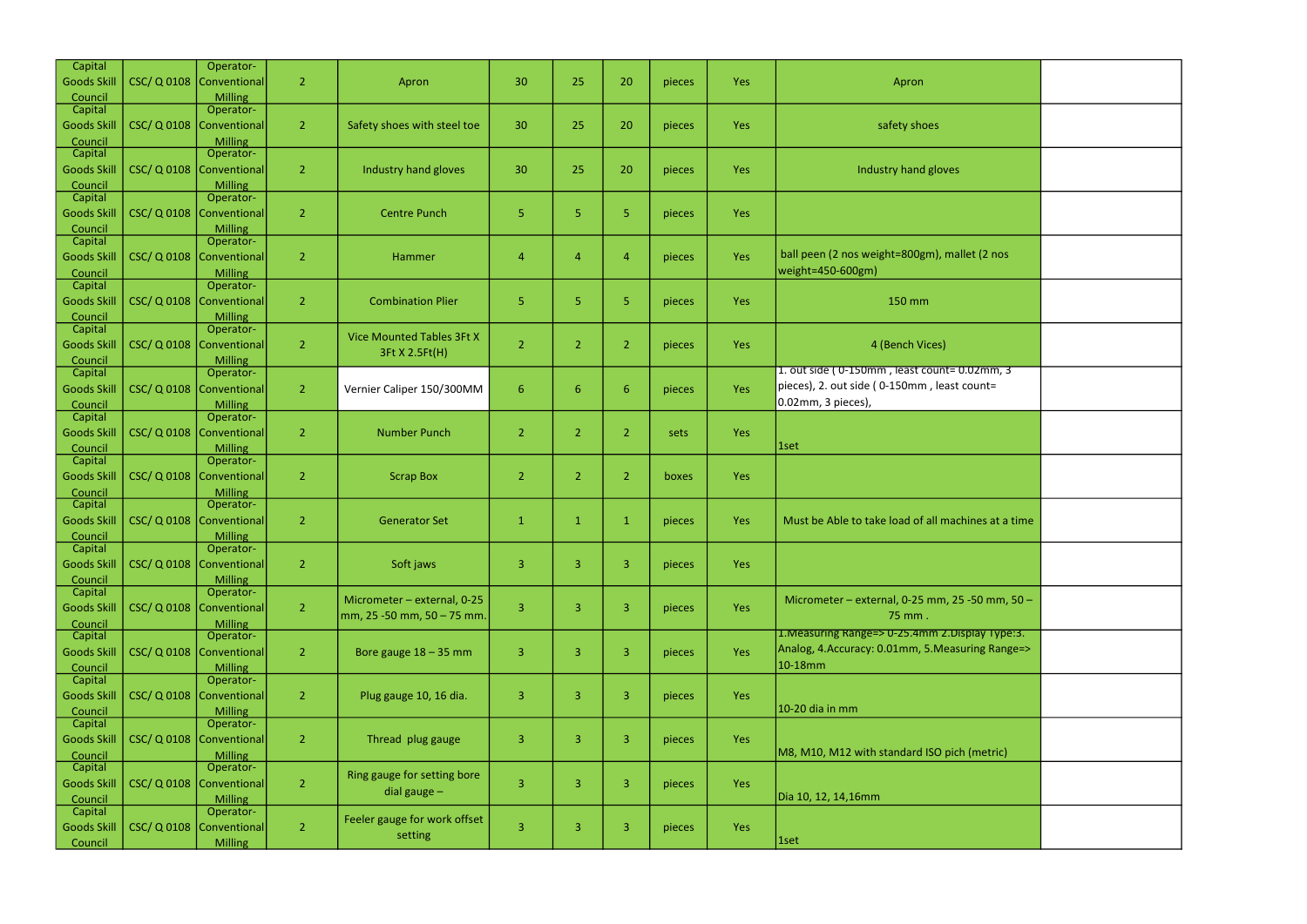| | | | | | | | | | | | |
|---|---|---|---|---|---|---|---|---|---|---|---|
| Capital Goods Skill Council | CSC/ Q 0108 | Operator-Conventional Milling | 2 | Apron | 30 | 25 | 20 | pieces | Yes | Apron | |
| Capital Goods Skill Council | CSC/ Q 0108 | Operator-Conventional Milling | 2 | Safety shoes with steel toe | 30 | 25 | 20 | pieces | Yes | safety shoes | |
| Capital Goods Skill Council | CSC/ Q 0108 | Operator-Conventional Milling | 2 | Industry hand gloves | 30 | 25 | 20 | pieces | Yes | Industry hand gloves | |
| Capital Goods Skill Council | CSC/ Q 0108 | Operator-Conventional Milling | 2 | Centre Punch | 5 | 5 | 5 | pieces | Yes | | |
| Capital Goods Skill Council | CSC/ Q 0108 | Operator-Conventional Milling | 2 | Hammer | 4 | 4 | 4 | pieces | Yes | ball peen (2 nos weight=800gm), mallet (2 nos weight=450-600gm) | |
| Capital Goods Skill Council | CSC/ Q 0108 | Operator-Conventional Milling | 2 | Combination Plier | 5 | 5 | 5 | pieces | Yes | 150 mm | |
| Capital Goods Skill Council | CSC/ Q 0108 | Operator-Conventional Milling | 2 | Vice Mounted Tables 3Ft X 3Ft X 2.5Ft(H) | 2 | 2 | 2 | pieces | Yes | 4 (Bench Vices) | |
| Capital Goods Skill Council | CSC/ Q 0108 | Operator-Conventional Milling | 2 | Vernier Caliper 150/300MM | 6 | 6 | 6 | pieces | Yes | 1. out side ( 0-150mm , least count= 0.02mm, 3 pieces), 2. out side ( 0-150mm , least count= 0.02mm, 3 pieces), | |
| Capital Goods Skill Council | CSC/ Q 0108 | Operator-Conventional Milling | 2 | Number Punch | 2 | 2 | 2 | sets | Yes | 1set | |
| Capital Goods Skill Council | CSC/ Q 0108 | Operator-Conventional Milling | 2 | Scrap Box | 2 | 2 | 2 | boxes | Yes | | |
| Capital Goods Skill Council | CSC/ Q 0108 | Operator-Conventional Milling | 2 | Generator Set | 1 | 1 | 1 | pieces | Yes | Must be Able to take load of all machines at a time | |
| Capital Goods Skill Council | CSC/ Q 0108 | Operator-Conventional Milling | 2 | Soft jaws | 3 | 3 | 3 | pieces | Yes | | |
| Capital Goods Skill Council | CSC/ Q 0108 | Operator-Conventional Milling | 2 | Micrometer – external, 0-25 mm, 25 -50 mm, 50 – 75 mm. | 3 | 3 | 3 | pieces | Yes | Micrometer – external, 0-25 mm, 25 -50 mm, 50 – 75 mm . | |
| Capital Goods Skill Council | CSC/ Q 0108 | Operator-Conventional Milling | 2 | Bore gauge 18 – 35 mm | 3 | 3 | 3 | pieces | Yes | 1.Measuring Range=> 0-25.4mm 2.Display Type:3. Analog, 4.Accuracy: 0.01mm, 5.Measuring Range=> 10-18mm | |
| Capital Goods Skill Council | CSC/ Q 0108 | Operator-Conventional Milling | 2 | Plug gauge 10, 16 dia. | 3 | 3 | 3 | pieces | Yes | 10-20 dia in mm | |
| Capital Goods Skill Council | CSC/ Q 0108 | Operator-Conventional Milling | 2 | Thread plug gauge | 3 | 3 | 3 | pieces | Yes | M8, M10, M12 with standard ISO pich (metric) | |
| Capital Goods Skill Council | CSC/ Q 0108 | Operator-Conventional Milling | 2 | Ring gauge for setting bore dial gauge – | 3 | 3 | 3 | pieces | Yes | Dia 10, 12, 14,16mm | |
| Capital Goods Skill Council | CSC/ Q 0108 | Operator-Conventional Milling | 2 | Feeler gauge for work offset setting | 3 | 3 | 3 | pieces | Yes | 1set | |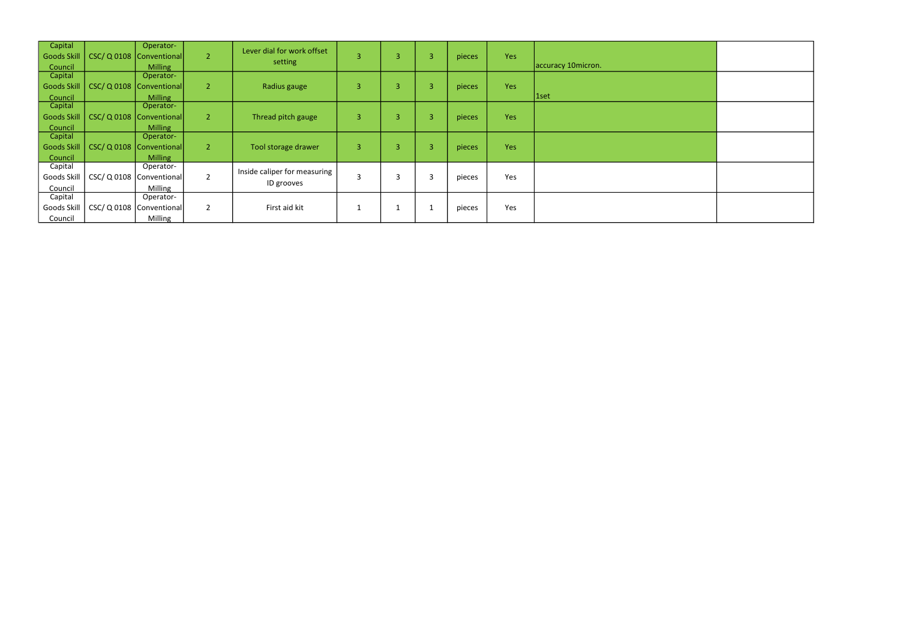| | | | | | | | | | | | |
|---|---|---|---|---|---|---|---|---|---|---|---|
| Capital Goods Skill Council | CSC/ Q 0108 | Operator-Conventional Milling | 2 | Lever dial for work offset setting | 3 | 3 | 3 | pieces | Yes | accuracy 10micron. | |
| Capital Goods Skill Council | CSC/ Q 0108 | Operator-Conventional Milling | 2 | Radius gauge | 3 | 3 | 3 | pieces | Yes | 1set | |
| Capital Goods Skill Council | CSC/ Q 0108 | Operator-Conventional Milling | 2 | Thread pitch gauge | 3 | 3 | 3 | pieces | Yes | | |
| Capital Goods Skill Council | CSC/ Q 0108 | Operator-Conventional Milling | 2 | Tool storage drawer | 3 | 3 | 3 | pieces | Yes | | |
| Capital Goods Skill Council | CSC/ Q 0108 | Operator-Conventional Milling | 2 | Inside caliper for measuring ID grooves | 3 | 3 | 3 | pieces | Yes | | |
| Capital Goods Skill Council | CSC/ Q 0108 | Operator-Conventional Milling | 2 | First aid kit | 1 | 1 | 1 | pieces | Yes | | |